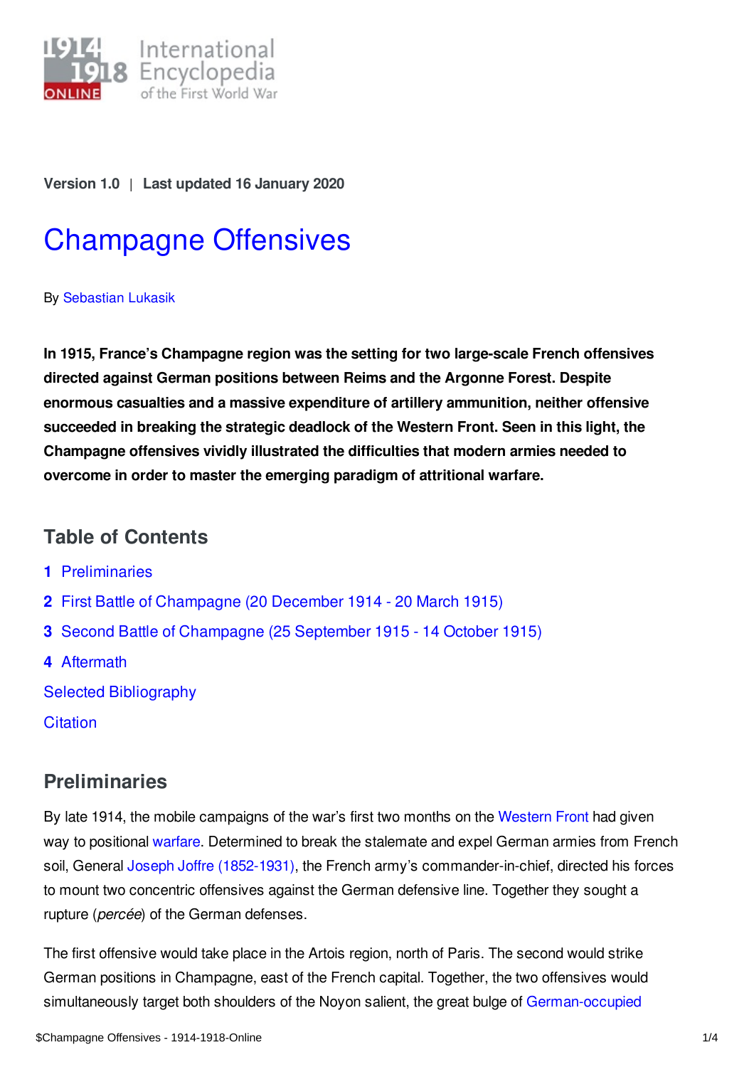Version 1.0 | Last updated 16 January 2020

# Champagne Offensives

By Sebastian Lukasik

**In 1915, France's Champagne region was the setting for two large-scale French offensives directed against German positions between Reims and the Argonne Forest. Despite enormous casualties and a massive expenditure of artillery ammunition, neither offensive succeeded in breaking the strategic deadlock of the Western Front. Seen in this light, the Champagne offensives vividly illustrated the difficulties that modern armies needed to overcome in order to master the emerging paradigm of attritional warfare.**

## Table of Contents

1. Preliminaries
2. First Battle of Champagne (20 December 1914 - 20 March 1915)
3. Second Battle of Champagne (25 September 1915 - 14 October 1915)
4. Aftermath

Selected Bibliography

Citation

## Preliminaries

By late 1914, the mobile campaigns of the war's first two months on the Western Front had given way to positional warfare. Determined to break the stalemate and expel German armies from French soil, General Joseph Joffre (1852-1931), the French army's commander-in-chief, directed his forces to mount two concentric offensives against the German defensive line. Together they sought a rupture (*percée*) of the German defenses.

The first offensive would take place in the Artois region, north of Paris. The second would strike German positions in Champagne, east of the French capital. Together, the two offensives would simultaneously target both shoulders of the Noyon salient, the great bulge of German-occupied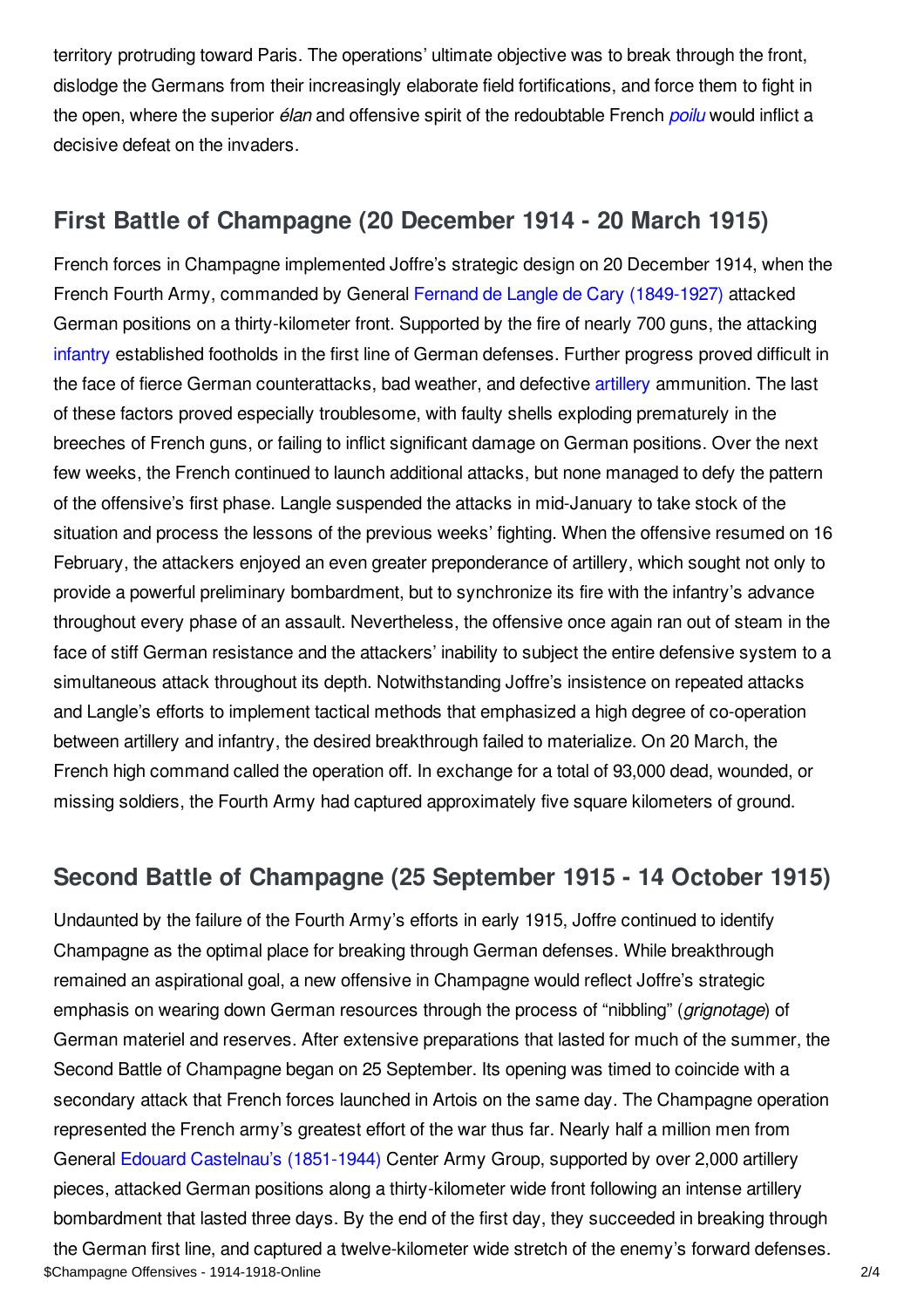territory protruding toward Paris. The operations' ultimate objective was to break through the front, dislodge the Germans from their increasingly elaborate field fortifications, and force them to fight in the open, where the superior *élan* and offensive spirit of the redoubtable French *poilu* would inflict a decisive defeat on the invaders.

## First Battle of Champagne (20 December 1914 - 20 March 1915)

French forces in Champagne implemented Joffre's strategic design on 20 December 1914, when the French Fourth Army, commanded by General Fernand de Langle de Cary (1849-1927) attacked German positions on a thirty-kilometer front. Supported by the fire of nearly 700 guns, the attacking infantry established footholds in the first line of German defenses. Further progress proved difficult in the face of fierce German counterattacks, bad weather, and defective artillery ammunition. The last of these factors proved especially troublesome, with faulty shells exploding prematurely in the breeches of French guns, or failing to inflict significant damage on German positions. Over the next few weeks, the French continued to launch additional attacks, but none managed to defy the pattern of the offensive's first phase. Langle suspended the attacks in mid-January to take stock of the situation and process the lessons of the previous weeks' fighting. When the offensive resumed on 16 February, the attackers enjoyed an even greater preponderance of artillery, which sought not only to provide a powerful preliminary bombardment, but to synchronize its fire with the infantry's advance throughout every phase of an assault. Nevertheless, the offensive once again ran out of steam in the face of stiff German resistance and the attackers' inability to subject the entire defensive system to a simultaneous attack throughout its depth. Notwithstanding Joffre's insistence on repeated attacks and Langle's efforts to implement tactical methods that emphasized a high degree of co-operation between artillery and infantry, the desired breakthrough failed to materialize. On 20 March, the French high command called the operation off. In exchange for a total of 93,000 dead, wounded, or missing soldiers, the Fourth Army had captured approximately five square kilometers of ground.

## Second Battle of Champagne (25 September 1915 - 14 October 1915)

Undaunted by the failure of the Fourth Army's efforts in early 1915, Joffre continued to identify Champagne as the optimal place for breaking through German defenses. While breakthrough remained an aspirational goal, a new offensive in Champagne would reflect Joffre's strategic emphasis on wearing down German resources through the process of "nibbling" (*grignotage*) of German materiel and reserves. After extensive preparations that lasted for much of the summer, the Second Battle of Champagne began on 25 September. Its opening was timed to coincide with a secondary attack that French forces launched in Artois on the same day. The Champagne operation represented the French army's greatest effort of the war thus far. Nearly half a million men from General Edouard Castelnau's (1851-1944) Center Army Group, supported by over 2,000 artillery pieces, attacked German positions along a thirty-kilometer wide front following an intense artillery bombardment that lasted three days. By the end of the first day, they succeeded in breaking through the German first line, and captured a twelve-kilometer wide stretch of the enemy's forward defenses.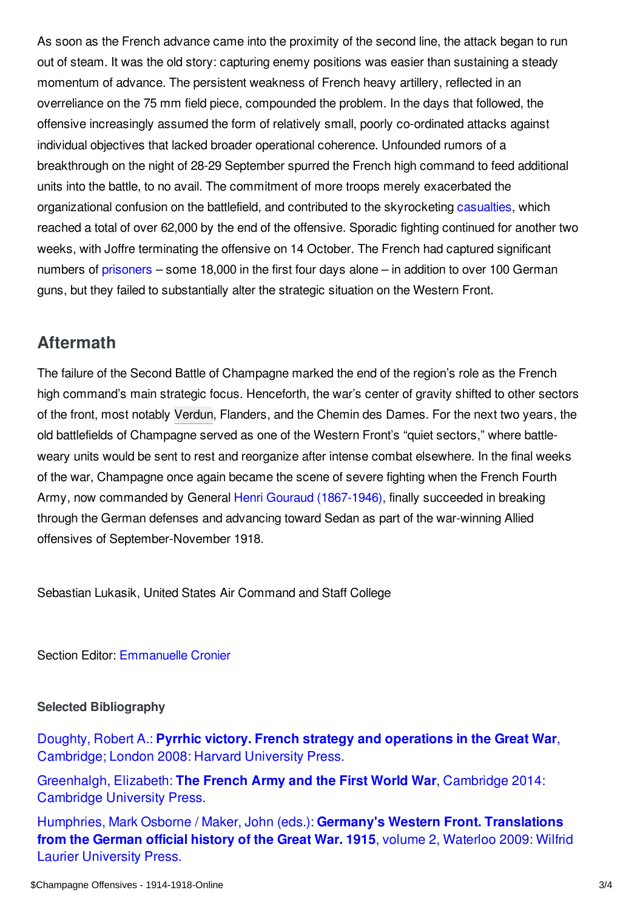As soon as the French advance came into the proximity of the second line, the attack began to run out of steam. It was the old story: capturing enemy positions was easier than sustaining a steady momentum of advance. The persistent weakness of French heavy artillery, reflected in an overreliance on the 75 mm field piece, compounded the problem. In the days that followed, the offensive increasingly assumed the form of relatively small, poorly co-ordinated attacks against individual objectives that lacked broader operational coherence. Unfounded rumors of a breakthrough on the night of 28-29 September spurred the French high command to feed additional units into the battle, to no avail. The commitment of more troops merely exacerbated the organizational confusion on the battlefield, and contributed to the skyrocketing casualties, which reached a total of over 62,000 by the end of the offensive. Sporadic fighting continued for another two weeks, with Joffre terminating the offensive on 14 October. The French had captured significant numbers of prisoners – some 18,000 in the first four days alone – in addition to over 100 German guns, but they failed to substantially alter the strategic situation on the Western Front.

## Aftermath

The failure of the Second Battle of Champagne marked the end of the region's role as the French high command's main strategic focus. Henceforth, the war's center of gravity shifted to other sectors of the front, most notably Verdun, Flanders, and the Chemin des Dames. For the next two years, the old battlefields of Champagne served as one of the Western Front's "quiet sectors," where battle-weary units would be sent to rest and reorganize after intense combat elsewhere. In the final weeks of the war, Champagne once again became the scene of severe fighting when the French Fourth Army, now commanded by General Henri Gouraud (1867-1946), finally succeeded in breaking through the German defenses and advancing toward Sedan as part of the war-winning Allied offensives of September-November 1918.

Sebastian Lukasik, United States Air Command and Staff College

Section Editor: Emmanuelle Cronier

### Selected Bibliography

Doughty, Robert A.: **Pyrrhic victory. French strategy and operations in the Great War**, Cambridge; London 2008: Harvard University Press.

Greenhalgh, Elizabeth: **The French Army and the First World War**, Cambridge 2014: Cambridge University Press.

Humphries, Mark Osborne / Maker, John (eds.): **Germany's Western Front. Translations from the German official history of the Great War. 1915**, volume 2, Waterloo 2009: Wilfrid Laurier University Press.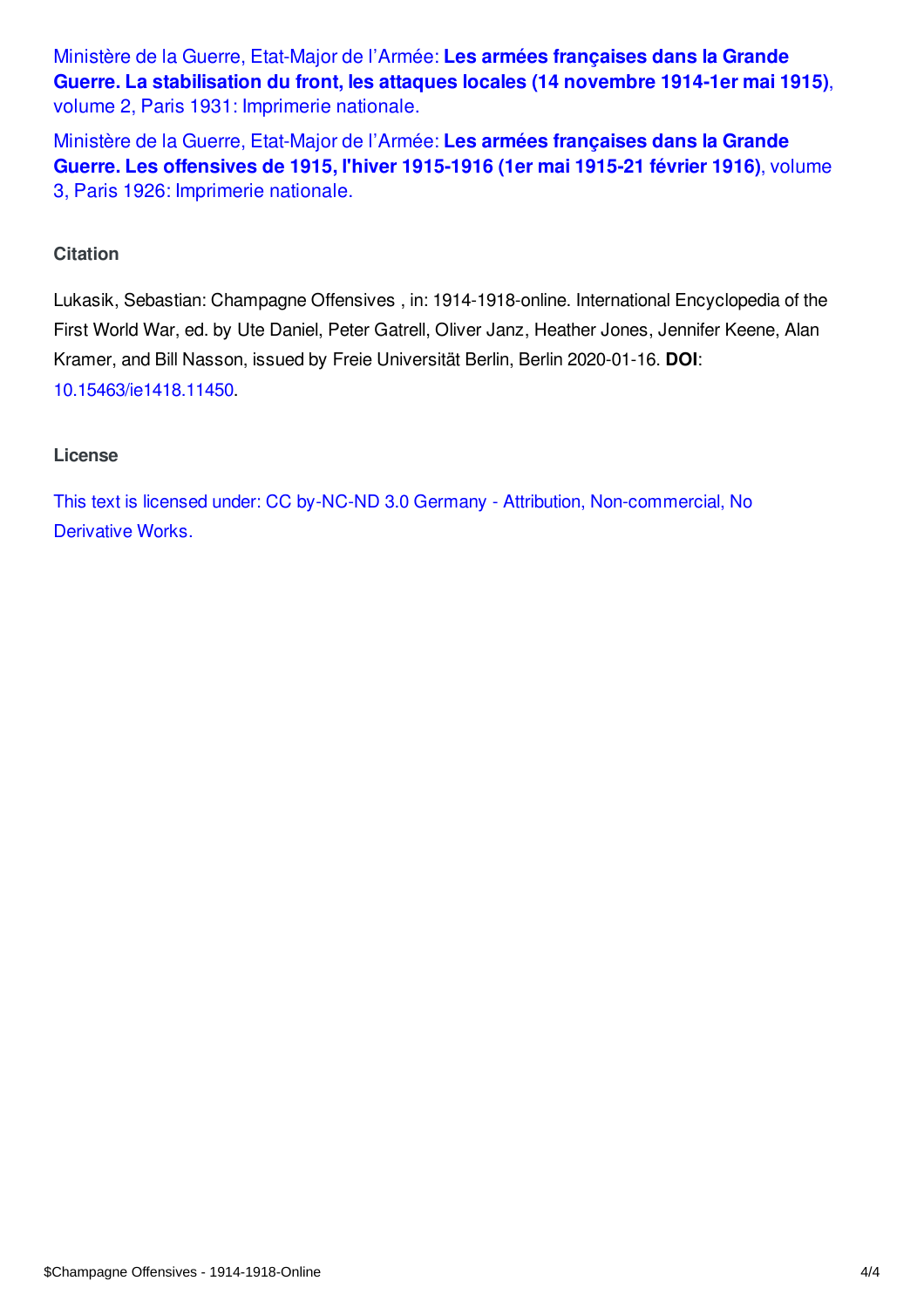Ministère de la Guerre, Etat-Major de l'Armée: **Les armées françaises dans la Grande Guerre. La stabilisation du front, les attaques locales (14 novembre 1914-1er mai 1915)**, volume 2, Paris 1931: Imprimerie nationale.

Ministère de la Guerre, Etat-Major de l'Armée: **Les armées françaises dans la Grande Guerre. Les offensives de 1915, l'hiver 1915-1916 (1er mai 1915-21 février 1916)**, volume 3, Paris 1926: Imprimerie nationale.

### Citation

Lukasik, Sebastian: Champagne Offensives , in: 1914-1918-online. International Encyclopedia of the First World War, ed. by Ute Daniel, Peter Gatrell, Oliver Janz, Heather Jones, Jennifer Keene, Alan Kramer, and Bill Nasson, issued by Freie Universität Berlin, Berlin 2020-01-16. **DOI**: 10.15463/ie1418.11450.

### License

This text is licensed under: CC by-NC-ND 3.0 Germany - Attribution, Non-commercial, No Derivative Works.